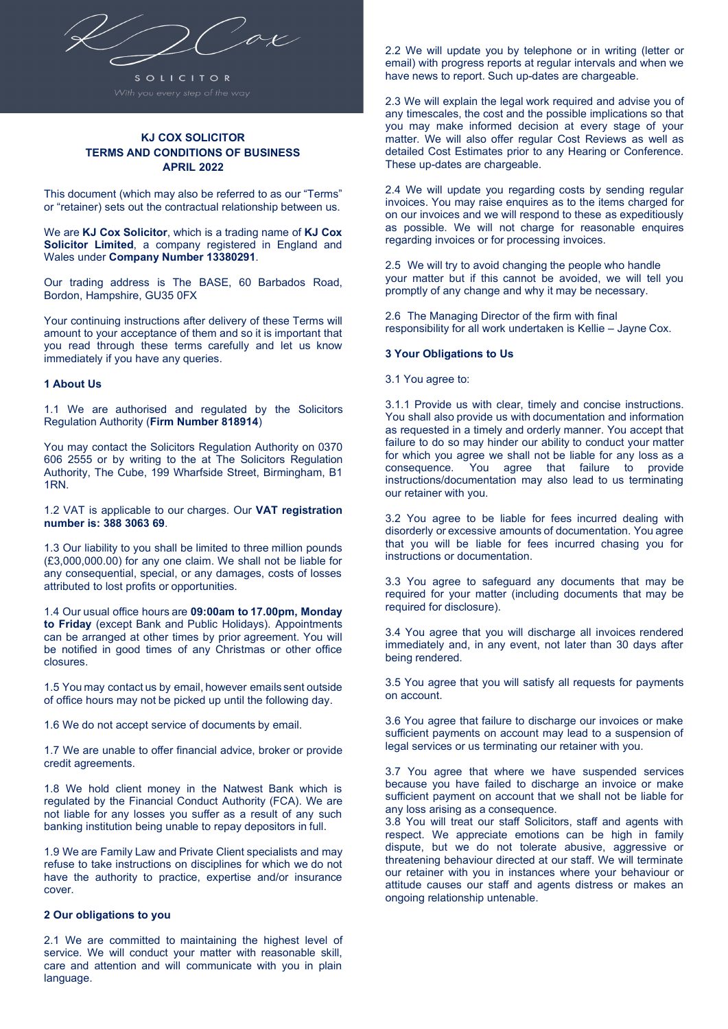KJ Cox

SOLICITOR

*With you every step of the way*

# KJ COX SOLICITOR
# TERMS AND CONDITIONS OF BUSINESS
# APRIL 2022

This document (which may also be referred to as our "Terms" or "retainer) sets out the contractual relationship between us.

We are **KJ Cox Solicitor**, which is a trading name of **KJ Cox Solicitor Limited**, a company registered in England and Wales under **Company Number 13380291**.

Our trading address is The BASE, 60 Barbados Road, Bordon, Hampshire, GU35 0FX

Your continuing instructions after delivery of these Terms will amount to your acceptance of them and so it is important that you read through these terms carefully and let us know immediately if you have any queries.

## 1 About Us

1.1 We are authorised and regulated by the Solicitors Regulation Authority (**Firm Number 818914**)

You may contact the Solicitors Regulation Authority on 0370 606 2555 or by writing to the at The Solicitors Regulation Authority, The Cube, 199 Wharfside Street, Birmingham, B1 1RN.

1.2 VAT is applicable to our charges. Our **VAT registration number is: 388 3063 69**.

1.3 Our liability to you shall be limited to three million pounds (£3,000,000.00) for any one claim. We shall not be liable for any consequential, special, or any damages, costs of losses attributed to lost profits or opportunities.

1.4 Our usual office hours are **09:00am to 17.00pm, Monday to Friday** (except Bank and Public Holidays). Appointments can be arranged at other times by prior agreement. You will be notified in good times of any Christmas or other office closures.

1.5 You may contact us by email, however emails sent outside of office hours may not be picked up until the following day.

1.6 We do not accept service of documents by email.

1.7 We are unable to offer financial advice, broker or provide credit agreements.

1.8 We hold client money in the Natwest Bank which is regulated by the Financial Conduct Authority (FCA). We are not liable for any losses you suffer as a result of any such banking institution being unable to repay depositors in full.

1.9 We are Family Law and Private Client specialists and may refuse to take instructions on disciplines for which we do not have the authority to practice, expertise and/or insurance cover.

## 2 Our obligations to you

2.1 We are committed to maintaining the highest level of service. We will conduct your matter with reasonable skill, care and attention and will communicate with you in plain language.

2.2 We will update you by telephone or in writing (letter or email) with progress reports at regular intervals and when we have news to report. Such up-dates are chargeable.

2.3 We will explain the legal work required and advise you of any timescales, the cost and the possible implications so that you may make informed decision at every stage of your matter. We will also offer regular Cost Reviews as well as detailed Cost Estimates prior to any Hearing or Conference. These up-dates are chargeable.

2.4 We will update you regarding costs by sending regular invoices. You may raise enquires as to the items charged for on our invoices and we will respond to these as expeditiously as possible. We will not charge for reasonable enquires regarding invoices or for processing invoices.

2.5 We will try to avoid changing the people who handle your matter but if this cannot be avoided, we will tell you promptly of any change and why it may be necessary.

2.6 The Managing Director of the firm with final responsibility for all work undertaken is Kellie – Jayne Cox.

## 3 Your Obligations to Us

3.1 You agree to:

3.1.1 Provide us with clear, timely and concise instructions. You shall also provide us with documentation and information as requested in a timely and orderly manner. You accept that failure to do so may hinder our ability to conduct your matter for which you agree we shall not be liable for any loss as a consequence. You agree that failure to provide instructions/documentation may also lead to us terminating our retainer with you.

3.2 You agree to be liable for fees incurred dealing with disorderly or excessive amounts of documentation. You agree that you will be liable for fees incurred chasing you for instructions or documentation.

3.3 You agree to safeguard any documents that may be required for your matter (including documents that may be required for disclosure).

3.4 You agree that you will discharge all invoices rendered immediately and, in any event, not later than 30 days after being rendered.

3.5 You agree that you will satisfy all requests for payments on account.

3.6 You agree that failure to discharge our invoices or make sufficient payments on account may lead to a suspension of legal services or us terminating our retainer with you.

3.7 You agree that where we have suspended services because you have failed to discharge an invoice or make sufficient payment on account that we shall not be liable for any loss arising as a consequence.

3.8 You will treat our staff Solicitors, staff and agents with respect. We appreciate emotions can be high in family dispute, but we do not tolerate abusive, aggressive or threatening behaviour directed at our staff. We will terminate our retainer with you in instances where your behaviour or attitude causes our staff and agents distress or makes an ongoing relationship untenable.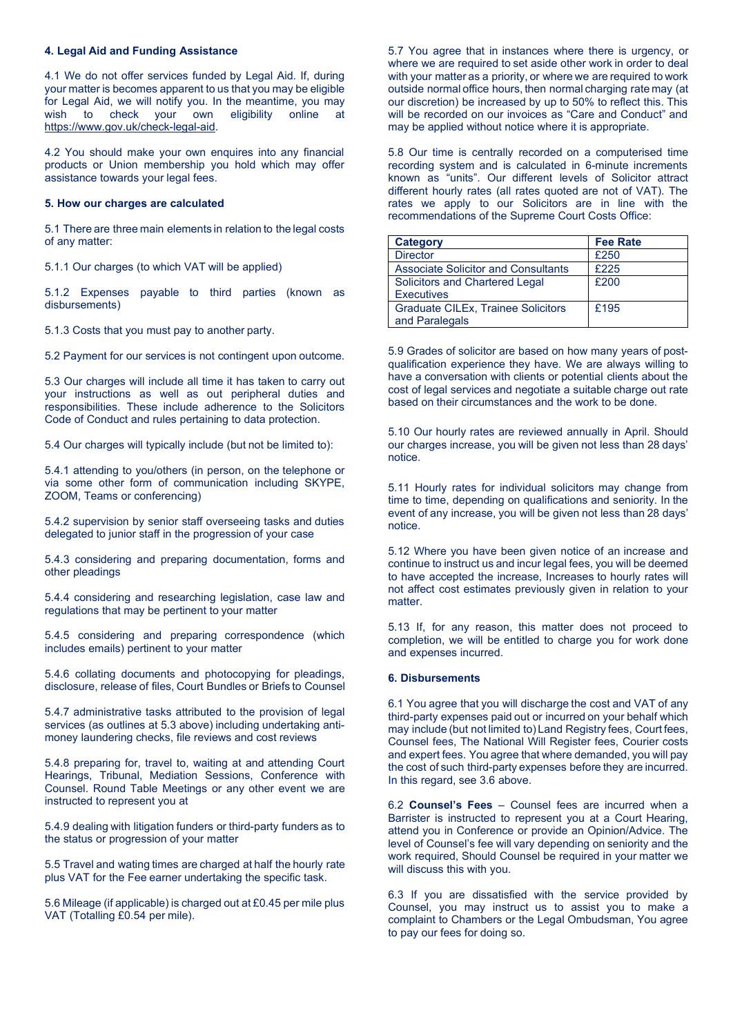#### 4. Legal Aid and Funding Assistance

4.1 We do not offer services funded by Legal Aid. If, during your matter is becomes apparent to us that you may be eligible for Legal Aid, we will notify you. In the meantime, you may wish to check your own eligibility online at https://www.gov.uk/check-legal-aid.

4.2 You should make your own enquires into any financial products or Union membership you hold which may offer assistance towards your legal fees.

#### 5. How our charges are calculated

5.1 There are three main elements in relation to the legal costs of any matter:

5.1.1 Our charges (to which VAT will be applied)

5.1.2 Expenses payable to third parties (known as disbursements)

5.1.3 Costs that you must pay to another party.

5.2 Payment for our services is not contingent upon outcome.

5.3 Our charges will include all time it has taken to carry out your instructions as well as out peripheral duties and responsibilities. These include adherence to the Solicitors Code of Conduct and rules pertaining to data protection.

5.4 Our charges will typically include (but not be limited to):

5.4.1 attending to you/others (in person, on the telephone or via some other form of communication including SKYPE, ZOOM, Teams or conferencing)

5.4.2 supervision by senior staff overseeing tasks and duties delegated to junior staff in the progression of your case

5.4.3 considering and preparing documentation, forms and other pleadings

5.4.4 considering and researching legislation, case law and regulations that may be pertinent to your matter

5.4.5 considering and preparing correspondence (which includes emails) pertinent to your matter

5.4.6 collating documents and photocopying for pleadings, disclosure, release of files, Court Bundles or Briefs to Counsel

5.4.7 administrative tasks attributed to the provision of legal services (as outlines at 5.3 above) including undertaking anti-money laundering checks, file reviews and cost reviews

5.4.8 preparing for, travel to, waiting at and attending Court Hearings, Tribunal, Mediation Sessions, Conference with Counsel. Round Table Meetings or any other event we are instructed to represent you at

5.4.9 dealing with litigation funders or third-party funders as to the status or progression of your matter

5.5 Travel and wating times are charged at half the hourly rate plus VAT for the Fee earner undertaking the specific task.

5.6 Mileage (if applicable) is charged out at £0.45 per mile plus VAT (Totalling £0.54 per mile).

5.7 You agree that in instances where there is urgency, or where we are required to set aside other work in order to deal with your matter as a priority, or where we are required to work outside normal office hours, then normal charging rate may (at our discretion) be increased by up to 50% to reflect this. This will be recorded on our invoices as "Care and Conduct" and may be applied without notice where it is appropriate.

5.8 Our time is centrally recorded on a computerised time recording system and is calculated in 6-minute increments known as "units". Our different levels of Solicitor attract different hourly rates (all rates quoted are not of VAT). The rates we apply to our Solicitors are in line with the recommendations of the Supreme Court Costs Office:

| Category | Fee Rate |
|---|---|
| Director | £250 |
| Associate Solicitor and Consultants | £225 |
| Solicitors and Chartered Legal Executives | £200 |
| Graduate CILEx, Trainee Solicitors and Paralegals | £195 |

5.9 Grades of solicitor are based on how many years of post-qualification experience they have. We are always willing to have a conversation with clients or potential clients about the cost of legal services and negotiate a suitable charge out rate based on their circumstances and the work to be done.

5.10 Our hourly rates are reviewed annually in April. Should our charges increase, you will be given not less than 28 days' notice.

5.11 Hourly rates for individual solicitors may change from time to time, depending on qualifications and seniority. In the event of any increase, you will be given not less than 28 days' notice.

5.12 Where you have been given notice of an increase and continue to instruct us and incur legal fees, you will be deemed to have accepted the increase, Increases to hourly rates will not affect cost estimates previously given in relation to your matter.

5.13 If, for any reason, this matter does not proceed to completion, we will be entitled to charge you for work done and expenses incurred.

#### 6. Disbursements

6.1 You agree that you will discharge the cost and VAT of any third-party expenses paid out or incurred on your behalf which may include (but not limited to) Land Registry fees, Court fees, Counsel fees, The National Will Register fees, Courier costs and expert fees. You agree that where demanded, you will pay the cost of such third-party expenses before they are incurred. In this regard, see 3.6 above.

6.2 **Counsel's Fees** – Counsel fees are incurred when a Barrister is instructed to represent you at a Court Hearing, attend you in Conference or provide an Opinion/Advice. The level of Counsel's fee will vary depending on seniority and the work required, Should Counsel be required in your matter we will discuss this with you.

6.3 If you are dissatisfied with the service provided by Counsel, you may instruct us to assist you to make a complaint to Chambers or the Legal Ombudsman, You agree to pay our fees for doing so.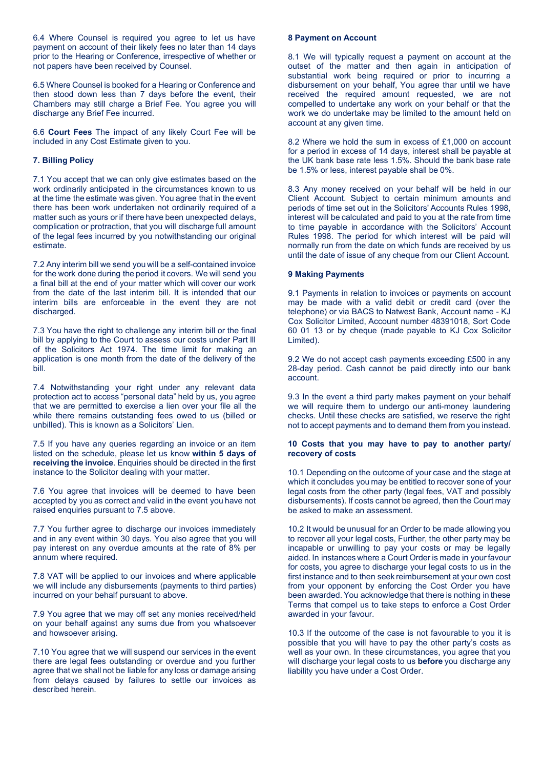6.4 Where Counsel is required you agree to let us have payment on account of their likely fees no later than 14 days prior to the Hearing or Conference, irrespective of whether or not papers have been received by Counsel.

6.5 Where Counsel is booked for a Hearing or Conference and then stood down less than 7 days before the event, their Chambers may still charge a Brief Fee. You agree you will discharge any Brief Fee incurred.

6.6 **Court Fees** The impact of any likely Court Fee will be included in any Cost Estimate given to you.

### 7. Billing Policy

7.1 You accept that we can only give estimates based on the work ordinarily anticipated in the circumstances known to us at the time the estimate was given. You agree that in the event there has been work undertaken not ordinarily required of a matter such as yours or if there have been unexpected delays, complication or protraction, that you will discharge full amount of the legal fees incurred by you notwithstanding our original estimate.

7.2 Any interim bill we send you will be a self-contained invoice for the work done during the period it covers. We will send you a final bill at the end of your matter which will cover our work from the date of the last interim bill. It is intended that our interim bills are enforceable in the event they are not discharged.

7.3 You have the right to challenge any interim bill or the final bill by applying to the Court to assess our costs under Part lll of the Solicitors Act 1974. The time limit for making an application is one month from the date of the delivery of the bill.

7.4 Notwithstanding your right under any relevant data protection act to access "personal data" held by us, you agree that we are permitted to exercise a lien over your file all the while there remains outstanding fees owed to us (billed or unbilled). This is known as a Solicitors' Lien.

7.5 If you have any queries regarding an invoice or an item listed on the schedule, please let us know **within 5 days of receiving the invoice**. Enquiries should be directed in the first instance to the Solicitor dealing with your matter.

7.6 You agree that invoices will be deemed to have been accepted by you as correct and valid in the event you have not raised enquiries pursuant to 7.5 above.

7.7 You further agree to discharge our invoices immediately and in any event within 30 days. You also agree that you will pay interest on any overdue amounts at the rate of 8% per annum where required.

7.8 VAT will be applied to our invoices and where applicable we will include any disbursements (payments to third parties) incurred on your behalf pursuant to above.

7.9 You agree that we may off set any monies received/held on your behalf against any sums due from you whatsoever and howsoever arising.

7.10 You agree that we will suspend our services in the event there are legal fees outstanding or overdue and you further agree that we shall not be liable for any loss or damage arising from delays caused by failures to settle our invoices as described herein.

### 8 Payment on Account

8.1 We will typically request a payment on account at the outset of the matter and then again in anticipation of substantial work being required or prior to incurring a disbursement on your behalf, You agree thar until we have received the required amount requested, we are not compelled to undertake any work on your behalf or that the work we do undertake may be limited to the amount held on account at any given time.

8.2 Where we hold the sum in excess of £1,000 on account for a period in excess of 14 days, interest shall be payable at the UK bank base rate less 1.5%. Should the bank base rate be 1.5% or less, interest payable shall be 0%.

8.3 Any money received on your behalf will be held in our Client Account. Subject to certain minimum amounts and periods of time set out in the Solicitors' Accounts Rules 1998, interest will be calculated and paid to you at the rate from time to time payable in accordance with the Solicitors' Account Rules 1998. The period for which interest will be paid will normally run from the date on which funds are received by us until the date of issue of any cheque from our Client Account.

### 9 Making Payments

9.1 Payments in relation to invoices or payments on account may be made with a valid debit or credit card (over the telephone) or via BACS to Natwest Bank, Account name - KJ Cox Solicitor Limited, Account number 48391018, Sort Code 60 01 13 or by cheque (made payable to KJ Cox Solicitor Limited).

9.2 We do not accept cash payments exceeding £500 in any 28-day period. Cash cannot be paid directly into our bank account.

9.3 In the event a third party makes payment on your behalf we will require them to undergo our anti-money laundering checks. Until these checks are satisfied, we reserve the right not to accept payments and to demand them from you instead.

### 10 Costs that you may have to pay to another party/ recovery of costs

10.1 Depending on the outcome of your case and the stage at which it concludes you may be entitled to recover sone of your legal costs from the other party (legal fees, VAT and possibly disbursements). If costs cannot be agreed, then the Court may be asked to make an assessment.

10.2 It would be unusual for an Order to be made allowing you to recover all your legal costs, Further, the other party may be incapable or unwilling to pay your costs or may be legally aided. In instances where a Court Order is made in your favour for costs, you agree to discharge your legal costs to us in the first instance and to then seek reimbursement at your own cost from your opponent by enforcing the Cost Order you have been awarded. You acknowledge that there is nothing in these Terms that compel us to take steps to enforce a Cost Order awarded in your favour.

10.3 If the outcome of the case is not favourable to you it is possible that you will have to pay the other party's costs as well as your own. In these circumstances, you agree that you will discharge your legal costs to us **before** you discharge any liability you have under a Cost Order.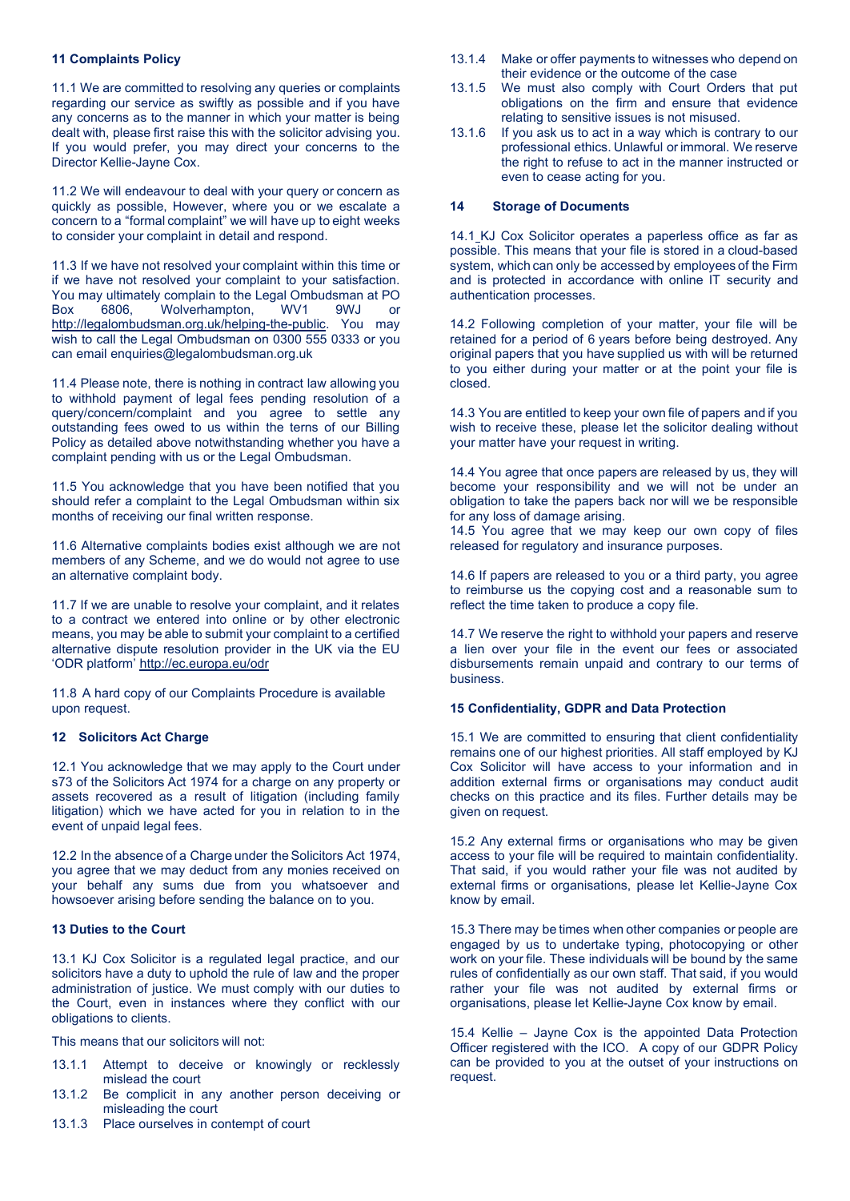## 11 Complaints Policy

11.1 We are committed to resolving any queries or complaints regarding our service as swiftly as possible and if you have any concerns as to the manner in which your matter is being dealt with, please first raise this with the solicitor advising you. If you would prefer, you may direct your concerns to the Director Kellie-Jayne Cox.

11.2 We will endeavour to deal with your query or concern as quickly as possible, However, where you or we escalate a concern to a "formal complaint" we will have up to eight weeks to consider your complaint in detail and respond.

11.3 If we have not resolved your complaint within this time or if we have not resolved your complaint to your satisfaction. You may ultimately complain to the Legal Ombudsman at PO Box 6806, Wolverhampton, WV1 9WJ or http://legalombudsman.org.uk/helping-the-public. You may wish to call the Legal Ombudsman on 0300 555 0333 or you can email enquiries@legalombudsman.org.uk

11.4 Please note, there is nothing in contract law allowing you to withhold payment of legal fees pending resolution of a query/concern/complaint and you agree to settle any outstanding fees owed to us within the terns of our Billing Policy as detailed above notwithstanding whether you have a complaint pending with us or the Legal Ombudsman.

11.5 You acknowledge that you have been notified that you should refer a complaint to the Legal Ombudsman within six months of receiving our final written response.

11.6 Alternative complaints bodies exist although we are not members of any Scheme, and we do would not agree to use an alternative complaint body.

11.7 If we are unable to resolve your complaint, and it relates to a contract we entered into online or by other electronic means, you may be able to submit your complaint to a certified alternative dispute resolution provider in the UK via the EU 'ODR platform' http://ec.europa.eu/odr

11.8 A hard copy of our Complaints Procedure is available upon request.

## 12 Solicitors Act Charge

12.1 You acknowledge that we may apply to the Court under s73 of the Solicitors Act 1974 for a charge on any property or assets recovered as a result of litigation (including family litigation) which we have acted for you in relation to in the event of unpaid legal fees.

12.2 In the absence of a Charge under the Solicitors Act 1974, you agree that we may deduct from any monies received on your behalf any sums due from you whatsoever and howsoever arising before sending the balance on to you.

## 13 Duties to the Court

13.1 KJ Cox Solicitor is a regulated legal practice, and our solicitors have a duty to uphold the rule of law and the proper administration of justice. We must comply with our duties to the Court, even in instances where they conflict with our obligations to clients.

This means that our solicitors will not:

13.1.1 Attempt to deceive or knowingly or recklessly mislead the court

13.1.2 Be complicit in any another person deceiving or misleading the court

13.1.3 Place ourselves in contempt of court

13.1.4 Make or offer payments to witnesses who depend on their evidence or the outcome of the case

13.1.5 We must also comply with Court Orders that put obligations on the firm and ensure that evidence relating to sensitive issues is not misused.

13.1.6 If you ask us to act in a way which is contrary to our professional ethics. Unlawful or immoral. We reserve the right to refuse to act in the manner instructed or even to cease acting for you.

## 14 Storage of Documents

14.1 KJ Cox Solicitor operates a paperless office as far as possible. This means that your file is stored in a cloud-based system, which can only be accessed by employees of the Firm and is protected in accordance with online IT security and authentication processes.

14.2 Following completion of your matter, your file will be retained for a period of 6 years before being destroyed. Any original papers that you have supplied us with will be returned to you either during your matter or at the point your file is closed.

14.3 You are entitled to keep your own file of papers and if you wish to receive these, please let the solicitor dealing without your matter have your request in writing.

14.4 You agree that once papers are released by us, they will become your responsibility and we will not be under an obligation to take the papers back nor will we be responsible for any loss of damage arising.

14.5 You agree that we may keep our own copy of files released for regulatory and insurance purposes.

14.6 If papers are released to you or a third party, you agree to reimburse us the copying cost and a reasonable sum to reflect the time taken to produce a copy file.

14.7 We reserve the right to withhold your papers and reserve a lien over your file in the event our fees or associated disbursements remain unpaid and contrary to our terms of business.

## 15 Confidentiality, GDPR and Data Protection

15.1 We are committed to ensuring that client confidentiality remains one of our highest priorities. All staff employed by KJ Cox Solicitor will have access to your information and in addition external firms or organisations may conduct audit checks on this practice and its files. Further details may be given on request.

15.2 Any external firms or organisations who may be given access to your file will be required to maintain confidentiality. That said, if you would rather your file was not audited by external firms or organisations, please let Kellie-Jayne Cox know by email.

15.3 There may be times when other companies or people are engaged by us to undertake typing, photocopying or other work on your file. These individuals will be bound by the same rules of confidentially as our own staff. That said, if you would rather your file was not audited by external firms or organisations, please let Kellie-Jayne Cox know by email.

15.4 Kellie – Jayne Cox is the appointed Data Protection Officer registered with the ICO. A copy of our GDPR Policy can be provided to you at the outset of your instructions on request.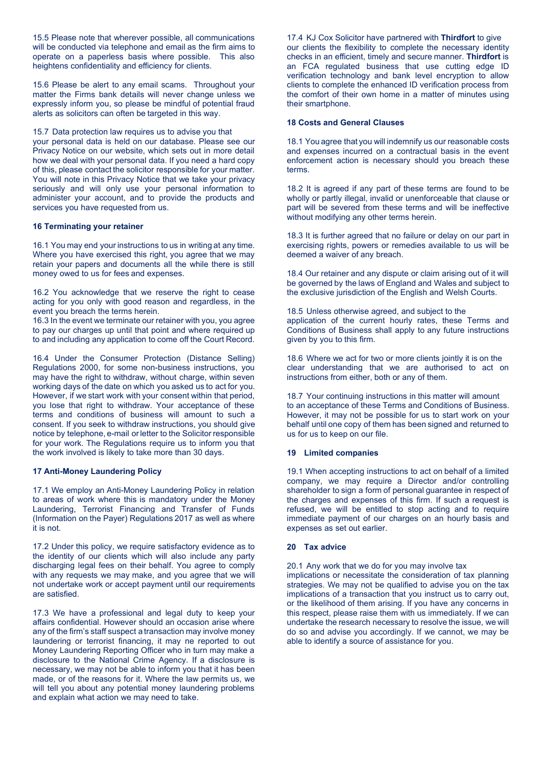15.5 Please note that wherever possible, all communications will be conducted via telephone and email as the firm aims to operate on a paperless basis where possible. This also heightens confidentiality and efficiency for clients.

15.6 Please be alert to any email scams. Throughout your matter the Firms bank details will never change unless we expressly inform you, so please be mindful of potential fraud alerts as solicitors can often be targeted in this way.

15.7 Data protection law requires us to advise you that your personal data is held on our database. Please see our Privacy Notice on our website, which sets out in more detail how we deal with your personal data. If you need a hard copy of this, please contact the solicitor responsible for your matter. You will note in this Privacy Notice that we take your privacy seriously and will only use your personal information to administer your account, and to provide the products and services you have requested from us.

**16 Terminating your retainer**

16.1 You may end your instructions to us in writing at any time. Where you have exercised this right, you agree that we may retain your papers and documents all the while there is still money owed to us for fees and expenses.

16.2 You acknowledge that we reserve the right to cease acting for you only with good reason and regardless, in the event you breach the terms herein.

16.3 In the event we terminate our retainer with you, you agree to pay our charges up until that point and where required up to and including any application to come off the Court Record.

16.4 Under the Consumer Protection (Distance Selling) Regulations 2000, for some non-business instructions, you may have the right to withdraw, without charge, within seven working days of the date on which you asked us to act for you. However, if we start work with your consent within that period, you lose that right to withdraw. Your acceptance of these terms and conditions of business will amount to such a consent. If you seek to withdraw instructions, you should give notice by telephone, e-mail or letter to the Solicitor responsible for your work. The Regulations require us to inform you that the work involved is likely to take more than 30 days.

**17 Anti-Money Laundering Policy**

17.1 We employ an Anti-Money Laundering Policy in relation to areas of work where this is mandatory under the Money Laundering, Terrorist Financing and Transfer of Funds (Information on the Payer) Regulations 2017 as well as where it is not.

17.2 Under this policy, we require satisfactory evidence as to the identity of our clients which will also include any party discharging legal fees on their behalf. You agree to comply with any requests we may make, and you agree that we will not undertake work or accept payment until our requirements are satisfied.

17.3 We have a professional and legal duty to keep your affairs confidential. However should an occasion arise where any of the firm's staff suspect a transaction may involve money laundering or terrorist financing, it may ne reported to out Money Laundering Reporting Officer who in turn may make a disclosure to the National Crime Agency. If a disclosure is necessary, we may not be able to inform you that it has been made, or of the reasons for it. Where the law permits us, we will tell you about any potential money laundering problems and explain what action we may need to take.

17.4 KJ Cox Solicitor have partnered with **Thirdfort** to give our clients the flexibility to complete the necessary identity checks in an efficient, timely and secure manner. **Thirdfort** is an FCA regulated business that use cutting edge ID verification technology and bank level encryption to allow clients to complete the enhanced ID verification process from the comfort of their own home in a matter of minutes using their smartphone.

**18 Costs and General Clauses**

18.1 You agree that you will indemnify us our reasonable costs and expenses incurred on a contractual basis in the event enforcement action is necessary should you breach these terms.

18.2 It is agreed if any part of these terms are found to be wholly or partly illegal, invalid or unenforceable that clause or part will be severed from these terms and will be ineffective without modifying any other terms herein.

18.3 It is further agreed that no failure or delay on our part in exercising rights, powers or remedies available to us will be deemed a waiver of any breach.

18.4 Our retainer and any dispute or claim arising out of it will be governed by the laws of England and Wales and subject to the exclusive jurisdiction of the English and Welsh Courts.

18.5 Unless otherwise agreed, and subject to the application of the current hourly rates, these Terms and Conditions of Business shall apply to any future instructions given by you to this firm.

18.6 Where we act for two or more clients jointly it is on the clear understanding that we are authorised to act on instructions from either, both or any of them.

18.7 Your continuing instructions in this matter will amount to an acceptance of these Terms and Conditions of Business. However, it may not be possible for us to start work on your behalf until one copy of them has been signed and returned to us for us to keep on our file.

**19 Limited companies**

19.1 When accepting instructions to act on behalf of a limited company, we may require a Director and/or controlling shareholder to sign a form of personal guarantee in respect of the charges and expenses of this firm. If such a request is refused, we will be entitled to stop acting and to require immediate payment of our charges on an hourly basis and expenses as set out earlier.

**20 Tax advice**

20.1 Any work that we do for you may involve tax implications or necessitate the consideration of tax planning strategies. We may not be qualified to advise you on the tax implications of a transaction that you instruct us to carry out, or the likelihood of them arising. If you have any concerns in this respect, please raise them with us immediately. If we can undertake the research necessary to resolve the issue, we will do so and advise you accordingly. If we cannot, we may be able to identify a source of assistance for you.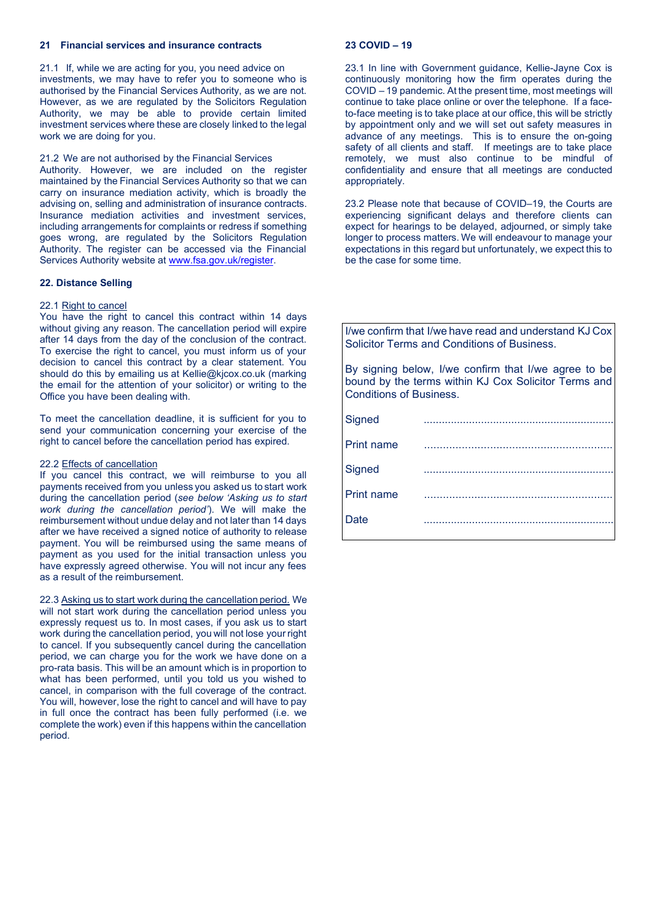## 21 Financial services and insurance contracts

21.1 If, while we are acting for you, you need advice on investments, we may have to refer you to someone who is authorised by the Financial Services Authority, as we are not. However, as we are regulated by the Solicitors Regulation Authority, we may be able to provide certain limited investment services where these are closely linked to the legal work we are doing for you.

21.2 We are not authorised by the Financial Services Authority. However, we are included on the register maintained by the Financial Services Authority so that we can carry on insurance mediation activity, which is broadly the advising on, selling and administration of insurance contracts. Insurance mediation activities and investment services, including arrangements for complaints or redress if something goes wrong, are regulated by the Solicitors Regulation Authority. The register can be accessed via the Financial Services Authority website at www.fsa.gov.uk/register.

## 22. Distance Selling

22.1 Right to cancel
You have the right to cancel this contract within 14 days without giving any reason. The cancellation period will expire after 14 days from the day of the conclusion of the contract. To exercise the right to cancel, you must inform us of your decision to cancel this contract by a clear statement. You should do this by emailing us at Kellie@kjcox.co.uk (marking the email for the attention of your solicitor) or writing to the Office you have been dealing with.

To meet the cancellation deadline, it is sufficient for you to send your communication concerning your exercise of the right to cancel before the cancellation period has expired.

22.2 Effects of cancellation
If you cancel this contract, we will reimburse to you all payments received from you unless you asked us to start work during the cancellation period (*see below 'Asking us to start work during the cancellation period'*). We will make the reimbursement without undue delay and not later than 14 days after we have received a signed notice of authority to release payment. You will be reimbursed using the same means of payment as you used for the initial transaction unless you have expressly agreed otherwise. You will not incur any fees as a result of the reimbursement.

22.3 Asking us to start work during the cancellation period. We will not start work during the cancellation period unless you expressly request us to. In most cases, if you ask us to start work during the cancellation period, you will not lose your right to cancel. If you subsequently cancel during the cancellation period, we can charge you for the work we have done on a pro-rata basis. This will be an amount which is in proportion to what has been performed, until you told us you wished to cancel, in comparison with the full coverage of the contract. You will, however, lose the right to cancel and will have to pay in full once the contract has been fully performed (i.e. we complete the work) even if this happens within the cancellation period.

## 23 COVID – 19

23.1 In line with Government guidance, Kellie-Jayne Cox is continuously monitoring how the firm operates during the COVID – 19 pandemic. At the present time, most meetings will continue to take place online or over the telephone. If a face-to-face meeting is to take place at our office, this will be strictly by appointment only and we will set out safety measures in advance of any meetings. This is to ensure the on-going safety of all clients and staff. If meetings are to take place remotely, we must also continue to be mindful of confidentiality and ensure that all meetings are conducted appropriately.

23.2 Please note that because of COVID–19, the Courts are experiencing significant delays and therefore clients can expect for hearings to be delayed, adjourned, or simply take longer to process matters. We will endeavour to manage your expectations in this regard but unfortunately, we expect this to be the case for some time.

I/we confirm that I/we have read and understand KJ Cox Solicitor Terms and Conditions of Business.

By signing below, I/we confirm that I/we agree to be bound by the terms within KJ Cox Solicitor Terms and Conditions of Business.

Signed ..............................................................

Print name ............................................................

Signed ..............................................................

Print name ............................................................

Date ..............................................................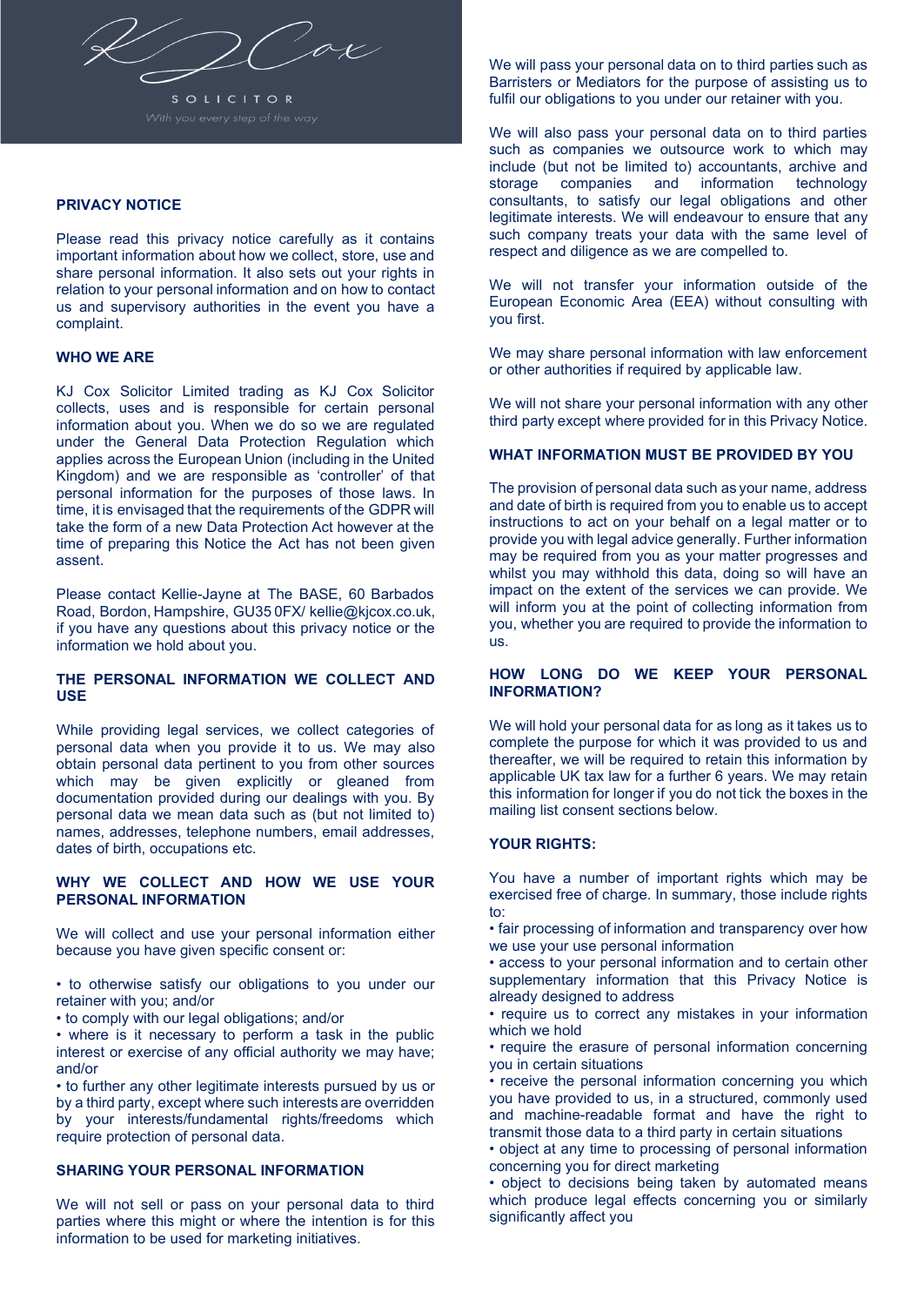KJ Cox

SOLICITOR

*With you every step of the way*

## PRIVACY NOTICE

Please read this privacy notice carefully as it contains important information about how we collect, store, use and share personal information. It also sets out your rights in relation to your personal information and on how to contact us and supervisory authorities in the event you have a complaint.

## WHO WE ARE

KJ Cox Solicitor Limited trading as KJ Cox Solicitor collects, uses and is responsible for certain personal information about you. When we do so we are regulated under the General Data Protection Regulation which applies across the European Union (including in the United Kingdom) and we are responsible as 'controller' of that personal information for the purposes of those laws. In time, it is envisaged that the requirements of the GDPR will take the form of a new Data Protection Act however at the time of preparing this Notice the Act has not been given assent.

Please contact Kellie-Jayne at The BASE, 60 Barbados Road, Bordon, Hampshire, GU35 0FX/ kellie@kjcox.co.uk, if you have any questions about this privacy notice or the information we hold about you.

## THE PERSONAL INFORMATION WE COLLECT AND USE

While providing legal services, we collect categories of personal data when you provide it to us. We may also obtain personal data pertinent to you from other sources which may be given explicitly or gleaned from documentation provided during our dealings with you. By personal data we mean data such as (but not limited to) names, addresses, telephone numbers, email addresses, dates of birth, occupations etc.

## WHY WE COLLECT AND HOW WE USE YOUR PERSONAL INFORMATION

We will collect and use your personal information either because you have given specific consent or:

- to otherwise satisfy our obligations to you under our retainer with you; and/or
- to comply with our legal obligations; and/or
- where is it necessary to perform a task in the public interest or exercise of any official authority we may have; and/or
- to further any other legitimate interests pursued by us or by a third party, except where such interests are overridden by your interests/fundamental rights/freedoms which require protection of personal data.

## SHARING YOUR PERSONAL INFORMATION

We will not sell or pass on your personal data to third parties where this might or where the intention is for this information to be used for marketing initiatives.

We will pass your personal data on to third parties such as Barristers or Mediators for the purpose of assisting us to fulfil our obligations to you under our retainer with you.

We will also pass your personal data on to third parties such as companies we outsource work to which may include (but not be limited to) accountants, archive and storage companies and information technology consultants, to satisfy our legal obligations and other legitimate interests. We will endeavour to ensure that any such company treats your data with the same level of respect and diligence as we are compelled to.

We will not transfer your information outside of the European Economic Area (EEA) without consulting with you first.

We may share personal information with law enforcement or other authorities if required by applicable law.

We will not share your personal information with any other third party except where provided for in this Privacy Notice.

## WHAT INFORMATION MUST BE PROVIDED BY YOU

The provision of personal data such as your name, address and date of birth is required from you to enable us to accept instructions to act on your behalf on a legal matter or to provide you with legal advice generally. Further information may be required from you as your matter progresses and whilst you may withhold this data, doing so will have an impact on the extent of the services we can provide. We will inform you at the point of collecting information from you, whether you are required to provide the information to us.

## HOW LONG DO WE KEEP YOUR PERSONAL INFORMATION?

We will hold your personal data for as long as it takes us to complete the purpose for which it was provided to us and thereafter, we will be required to retain this information by applicable UK tax law for a further 6 years. We may retain this information for longer if you do not tick the boxes in the mailing list consent sections below.

## YOUR RIGHTS:

You have a number of important rights which may be exercised free of charge. In summary, those include rights to:

- fair processing of information and transparency over how we use your use personal information
- access to your personal information and to certain other supplementary information that this Privacy Notice is already designed to address
- require us to correct any mistakes in your information which we hold
- require the erasure of personal information concerning you in certain situations
- receive the personal information concerning you which you have provided to us, in a structured, commonly used and machine-readable format and have the right to transmit those data to a third party in certain situations
- object at any time to processing of personal information concerning you for direct marketing
- object to decisions being taken by automated means which produce legal effects concerning you or similarly significantly affect you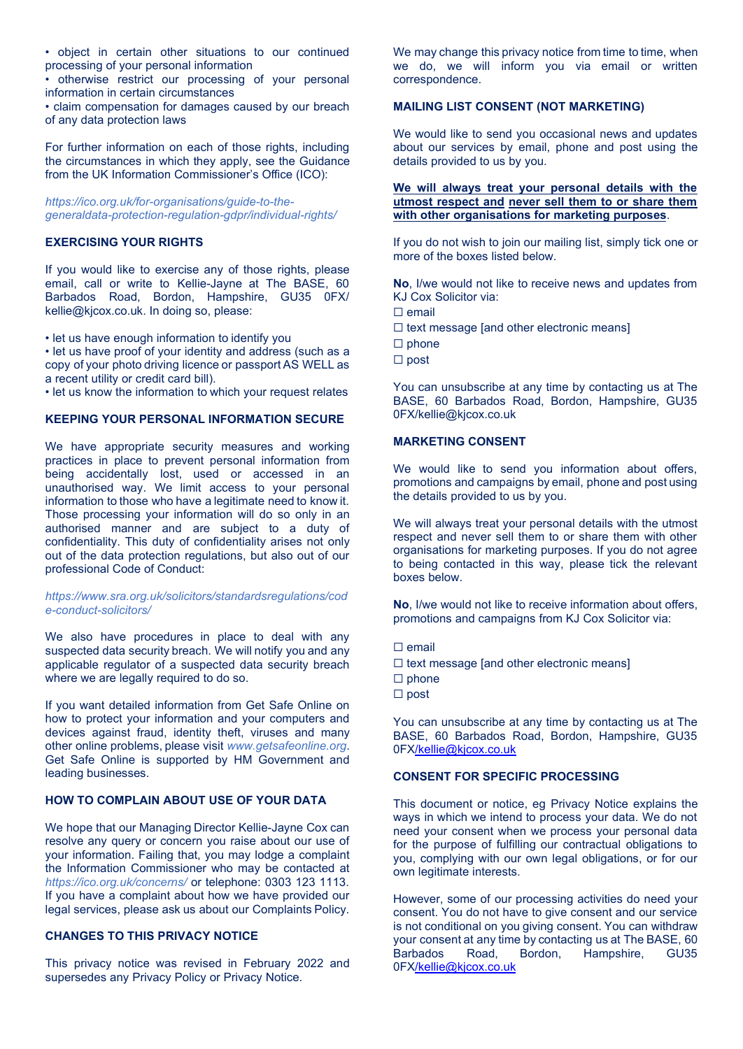- object in certain other situations to our continued processing of your personal information
- otherwise restrict our processing of your personal information in certain circumstances
- claim compensation for damages caused by our breach of any data protection laws

For further information on each of those rights, including the circumstances in which they apply, see the Guidance from the UK Information Commissioner's Office (ICO):

*https://ico.org.uk/for-organisations/guide-to-the-generaldata-protection-regulation-gdpr/individual-rights/*

### EXERCISING YOUR RIGHTS

If you would like to exercise any of those rights, please email, call or write to Kellie-Jayne at The BASE, 60 Barbados Road, Bordon, Hampshire, GU35 0FX/ kellie@kjcox.co.uk. In doing so, please:

- let us have enough information to identify you
- let us have proof of your identity and address (such as a copy of your photo driving licence or passport AS WELL as a recent utility or credit card bill).
- let us know the information to which your request relates

### KEEPING YOUR PERSONAL INFORMATION SECURE

We have appropriate security measures and working practices in place to prevent personal information from being accidentally lost, used or accessed in an unauthorised way. We limit access to your personal information to those who have a legitimate need to know it. Those processing your information will do so only in an authorised manner and are subject to a duty of confidentiality. This duty of confidentiality arises not only out of the data protection regulations, but also out of our professional Code of Conduct:

*https://www.sra.org.uk/solicitors/standardsregulations/code-conduct-solicitors/*

We also have procedures in place to deal with any suspected data security breach. We will notify you and any applicable regulator of a suspected data security breach where we are legally required to do so.

If you want detailed information from Get Safe Online on how to protect your information and your computers and devices against fraud, identity theft, viruses and many other online problems, please visit *www.getsafeonline.org*. Get Safe Online is supported by HM Government and leading businesses.

### HOW TO COMPLAIN ABOUT USE OF YOUR DATA

We hope that our Managing Director Kellie-Jayne Cox can resolve any query or concern you raise about our use of your information. Failing that, you may lodge a complaint the Information Commissioner who may be contacted at *https://ico.org.uk/concerns/* or telephone: 0303 123 1113. If you have a complaint about how we have provided our legal services, please ask us about our Complaints Policy.

### CHANGES TO THIS PRIVACY NOTICE

This privacy notice was revised in February 2022 and supersedes any Privacy Policy or Privacy Notice.

We may change this privacy notice from time to time, when we do, we will inform you via email or written correspondence.

### MAILING LIST CONSENT (NOT MARKETING)

We would like to send you occasional news and updates about our services by email, phone and post using the details provided to us by you.

**We will always treat your personal details with the utmost respect and never sell them to or share them with other organisations for marketing purposes**.

If you do not wish to join our mailing list, simply tick one or more of the boxes listed below.

**No**, I/we would not like to receive news and updates from KJ Cox Solicitor via:

☐ email
☐ text message [and other electronic means]
☐ phone
☐ post

You can unsubscribe at any time by contacting us at The BASE, 60 Barbados Road, Bordon, Hampshire, GU35 0FX/kellie@kjcox.co.uk

### MARKETING CONSENT

We would like to send you information about offers, promotions and campaigns by email, phone and post using the details provided to us by you.

We will always treat your personal details with the utmost respect and never sell them to or share them with other organisations for marketing purposes. If you do not agree to being contacted in this way, please tick the relevant boxes below.

**No**, I/we would not like to receive information about offers, promotions and campaigns from KJ Cox Solicitor via:

☐ email
☐ text message [and other electronic means]
☐ phone
☐ post

You can unsubscribe at any time by contacting us at The BASE, 60 Barbados Road, Bordon, Hampshire, GU35 0FX/kellie@kjcox.co.uk

### CONSENT FOR SPECIFIC PROCESSING

This document or notice, eg Privacy Notice explains the ways in which we intend to process your data. We do not need your consent when we process your personal data for the purpose of fulfilling our contractual obligations to you, complying with our own legal obligations, or for our own legitimate interests.

However, some of our processing activities do need your consent. You do not have to give consent and our service is not conditional on you giving consent. You can withdraw your consent at any time by contacting us at The BASE, 60 Barbados Road, Bordon, Hampshire, GU35 0FX/kellie@kjcox.co.uk